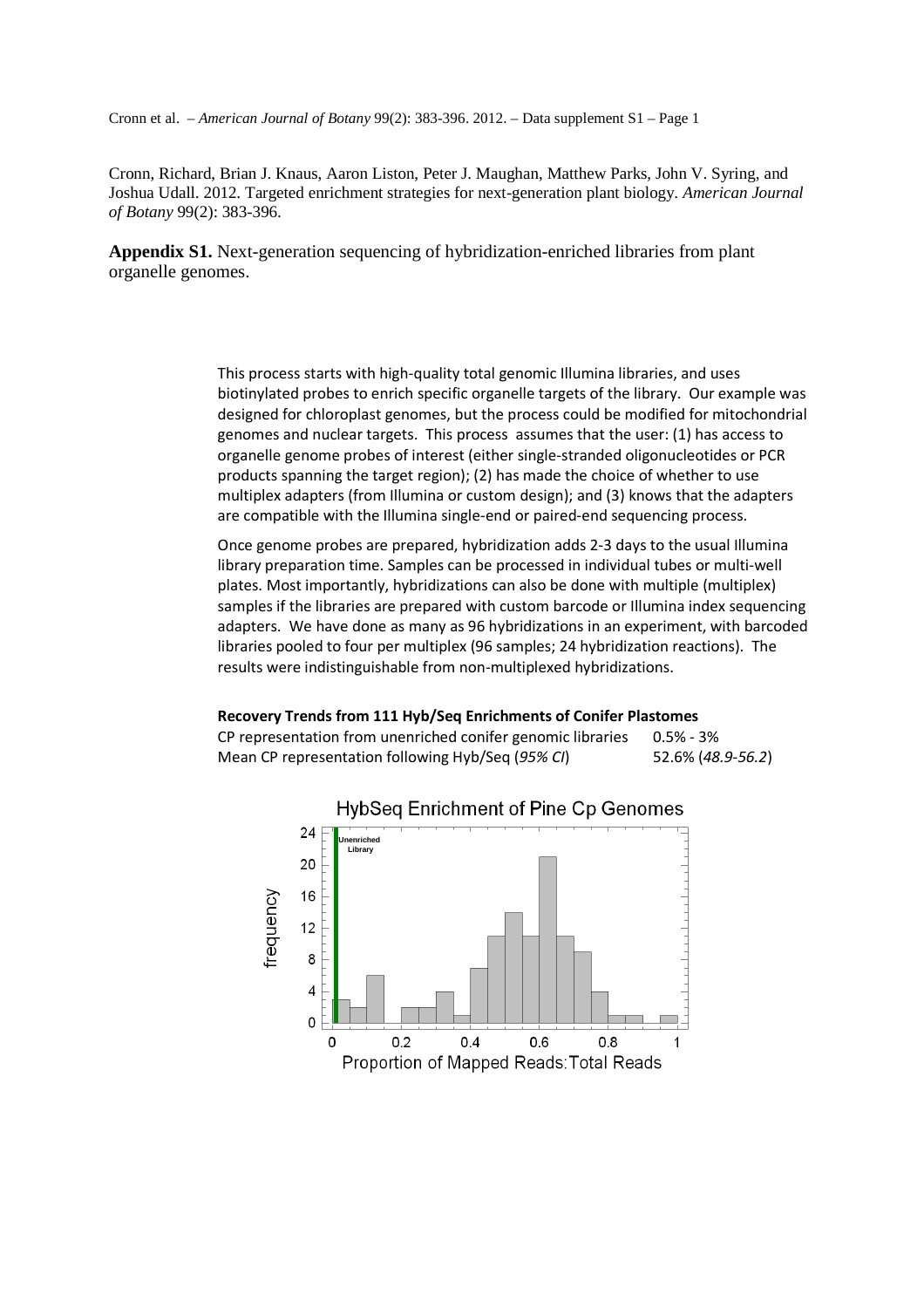Cronn, Richard, Brian J. Knaus, Aaron Liston, Peter J. Maughan, Matthew Parks, John V. Syring, and Joshua Udall. 2012. Targeted enrichment strategies for next-generation plant biology. *American Journal of Botany* 99(2): 383-396.

**Appendix S1.** Next-generation sequencing of hybridization-enriched libraries from plant organelle genomes.

This process starts with high-quality total genomic Illumina libraries, and uses biotinylated probes to enrich specific organelle targets of the library. Our example was designed for chloroplast genomes, but the process could be modified for mitochondrial genomes and nuclear targets. This process assumes that the user: (1) has access to organelle genome probes of interest (either single-stranded oligonucleotides or PCR products spanning the target region); (2) has made the choice of whether to use multiplex adapters (from Illumina or custom design); and (3) knows that the adapters are compatible with the Illumina single-end or paired-end sequencing process.

Once genome probes are prepared, hybridization adds 2-3 days to the usual Illumina library preparation time. Samples can be processed in individual tubes or multi-well plates. Most importantly, hybridizations can also be done with multiple (multiplex) samples if the libraries are prepared with custom barcode or Illumina index sequencing adapters. We have done as many as 96 hybridizations in an experiment, with barcoded libraries pooled to four per multiplex (96 samples; 24 hybridization reactions). The results were indistinguishable from non-multiplexed hybridizations.

**Recovery Trends from 111 Hyb/Seq Enrichments of Conifer Plastomes**

| | |
|---|---|
| CP representation from unenriched conifer genomic libraries | 0.5% - 3% |
| Mean CP representation following Hyb/Seq (*95% CI*) | 52.6% (*48.9-56.2*) |

HybSeq Enrichment of Pine Cp Genomes

Unenriched Library

frequency

Proportion of Mapped Reads:Total Reads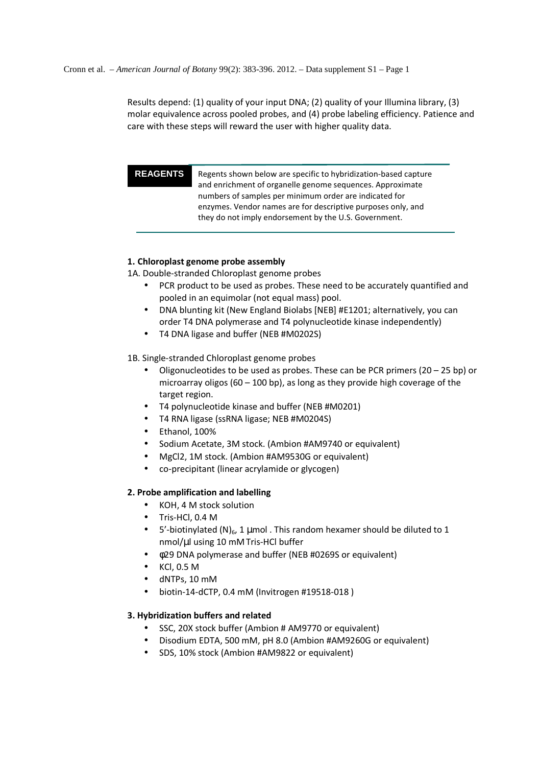Results depend: (1) quality of your input DNA; (2) quality of your Illumina library, (3) molar equivalence across pooled probes, and (4) probe labeling efficiency. Patience and care with these steps will reward the user with higher quality data.

**REAGENTS**

Regents shown below are specific to hybridization-based capture and enrichment of organelle genome sequences. Approximate numbers of samples per minimum order are indicated for enzymes. Vendor names are for descriptive purposes only, and they do not imply endorsement by the U.S. Government.

**1. Chloroplast genome probe assembly**

1A. Double-stranded Chloroplast genome probes

- PCR product to be used as probes. These need to be accurately quantified and pooled in an equimolar (not equal mass) pool.
- DNA blunting kit (New England Biolabs [NEB] #E1201; alternatively, you can order T4 DNA polymerase and T4 polynucleotide kinase independently)
- T4 DNA ligase and buffer (NEB #M0202S)

1B. Single-stranded Chloroplast genome probes

- Oligonucleotides to be used as probes. These can be PCR primers (20 – 25 bp) or microarray oligos (60 – 100 bp), as long as they provide high coverage of the target region.
- T4 polynucleotide kinase and buffer (NEB #M0201)
- T4 RNA ligase (ssRNA ligase; NEB #M0204S)
- Ethanol, 100%
- Sodium Acetate, 3M stock. (Ambion #AM9740 or equivalent)
- MgCl2, 1M stock. (Ambion #AM9530G or equivalent)
- co-precipitant (linear acrylamide or glycogen)

**2. Probe amplification and labelling**

- KOH, 4 M stock solution
- Tris-HCl, 0.4 M
- 5'-biotinylated $(N)_6$, 1 µmol . This random hexamer should be diluted to 1 nmol/µl using 10 mM Tris-HCl buffer
- φ29 DNA polymerase and buffer (NEB #0269S or equivalent)
- KCl, 0.5 M
- dNTPs, 10 mM
- biotin-14-dCTP, 0.4 mM (Invitrogen #19518-018 )

**3. Hybridization buffers and related**

- SSC, 20X stock buffer (Ambion # AM9770 or equivalent)
- Disodium EDTA, 500 mM, pH 8.0 (Ambion #AM9260G or equivalent)
- SDS, 10% stock (Ambion #AM9822 or equivalent)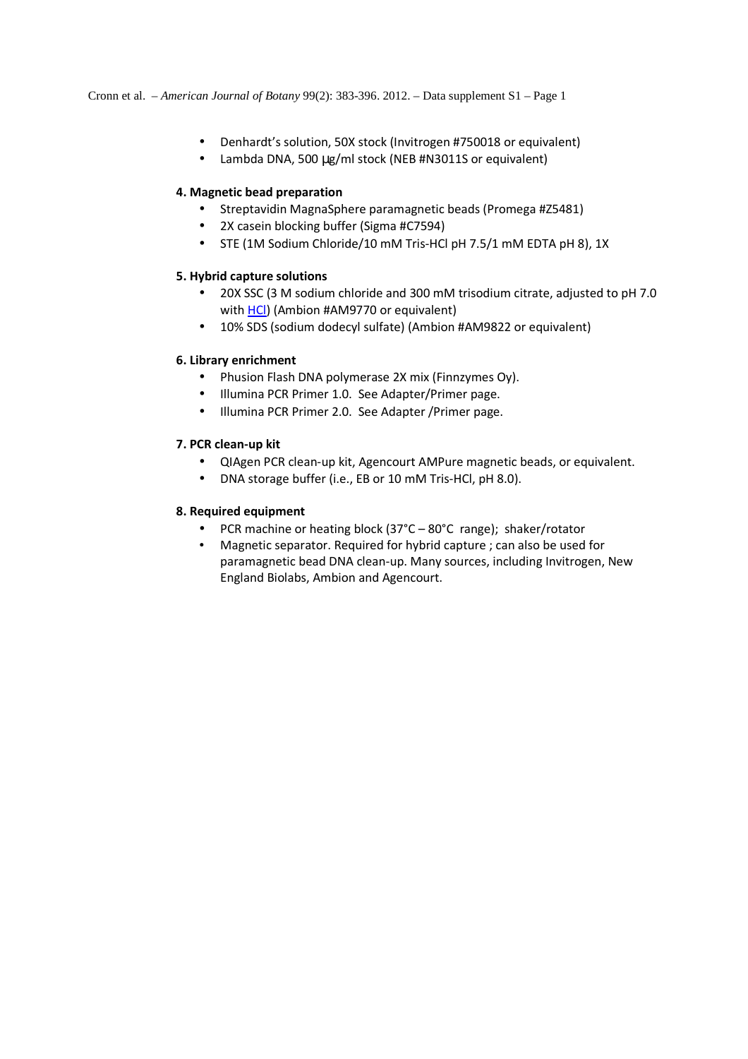- Denhardt's solution, 50X stock (Invitrogen #750018 or equivalent)
- Lambda DNA, 500 μg/ml stock (NEB #N3011S or equivalent)

**4. Magnetic bead preparation**

- Streptavidin MagnaSphere paramagnetic beads (Promega #Z5481)
- 2X casein blocking buffer (Sigma #C7594)
- STE (1M Sodium Chloride/10 mM Tris-HCl pH 7.5/1 mM EDTA pH 8), 1X

**5. Hybrid capture solutions**

- 20X SSC (3 M sodium chloride and 300 mM trisodium citrate, adjusted to pH 7.0 with HCl) (Ambion #AM9770 or equivalent)
- 10% SDS (sodium dodecyl sulfate) (Ambion #AM9822 or equivalent)

**6. Library enrichment**

- Phusion Flash DNA polymerase 2X mix (Finnzymes Oy).
- Illumina PCR Primer 1.0. See Adapter/Primer page.
- Illumina PCR Primer 2.0. See Adapter /Primer page.

**7. PCR clean-up kit**

- QIAgen PCR clean-up kit, Agencourt AMPure magnetic beads, or equivalent.
- DNA storage buffer (i.e., EB or 10 mM Tris-HCl, pH 8.0).

**8. Required equipment**

- PCR machine or heating block (37°C – 80°C range); shaker/rotator
- Magnetic separator. Required for hybrid capture ; can also be used for paramagnetic bead DNA clean-up. Many sources, including Invitrogen, New England Biolabs, Ambion and Agencourt.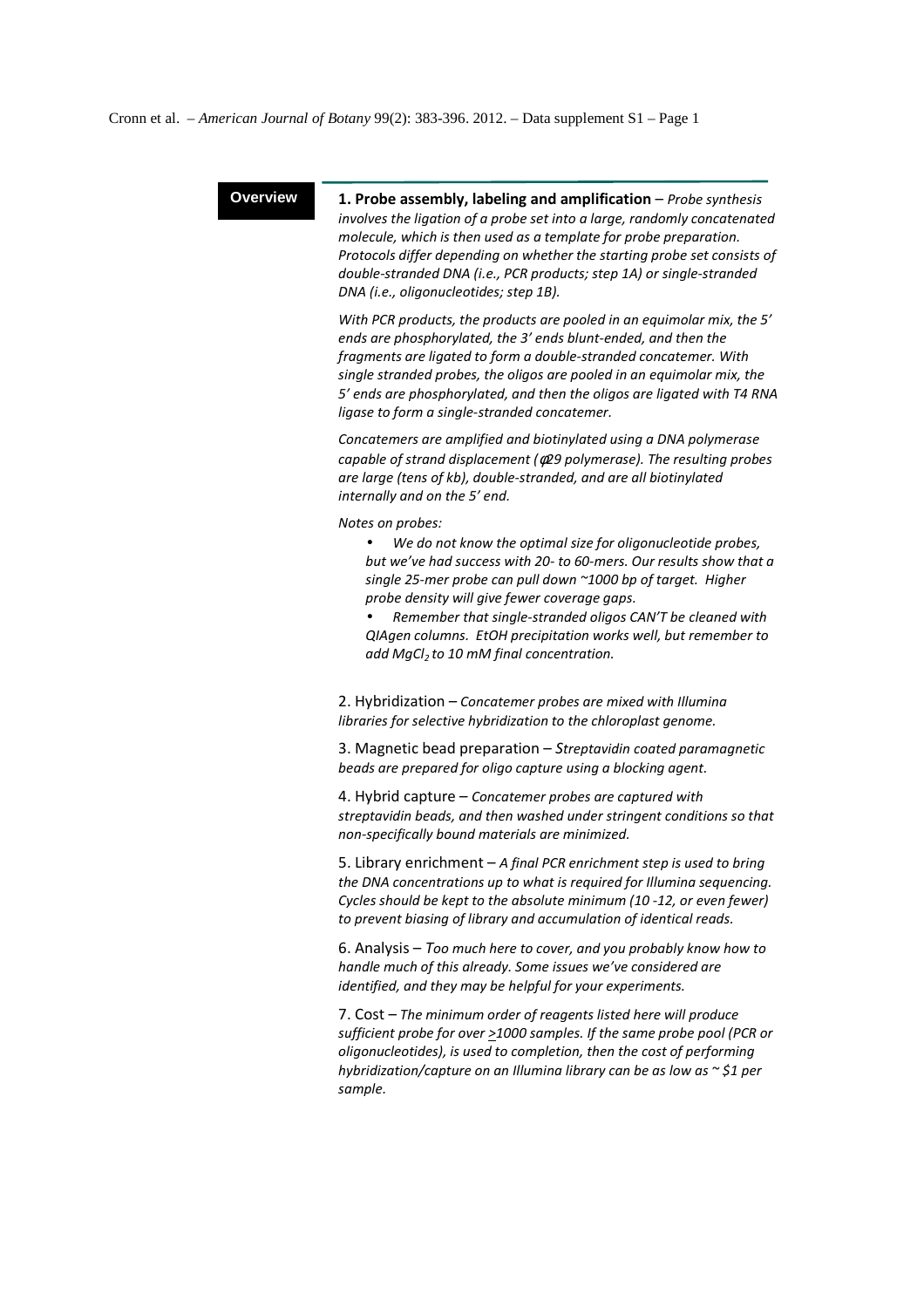## Overview

**1. Probe assembly, labeling and amplification** – *Probe synthesis involves the ligation of a probe set into a large, randomly concatenated molecule, which is then used as a template for probe preparation. Protocols differ depending on whether the starting probe set consists of double-stranded DNA (i.e., PCR products; step 1A) or single-stranded DNA (i.e., oligonucleotides; step 1B).*

*With PCR products, the products are pooled in an equimolar mix, the 5' ends are phosphorylated, the 3' ends blunt-ended, and then the fragments are ligated to form a double-stranded concatemer. With single stranded probes, the oligos are pooled in an equimolar mix, the 5' ends are phosphorylated, and then the oligos are ligated with T4 RNA ligase to form a single-stranded concatemer.*

*Concatemers are amplified and biotinylated using a DNA polymerase capable of strand displacement (φ29 polymerase). The resulting probes are large (tens of kb), double-stranded, and are all biotinylated internally and on the 5' end.*

*Notes on probes:*

- *We do not know the optimal size for oligonucleotide probes, but we've had success with 20- to 60-mers. Our results show that a single 25-mer probe can pull down ~1000 bp of target. Higher probe density will give fewer coverage gaps.*
- *Remember that single-stranded oligos CAN'T be cleaned with QIAgen columns. EtOH precipitation works well, but remember to add $MgCl_2$ to 10 mM final concentration.*

2. Hybridization – *Concatemer probes are mixed with Illumina libraries for selective hybridization to the chloroplast genome.*

3. Magnetic bead preparation – *Streptavidin coated paramagnetic beads are prepared for oligo capture using a blocking agent.*

4. Hybrid capture – *Concatemer probes are captured with streptavidin beads, and then washed under stringent conditions so that non-specifically bound materials are minimized.*

5. Library enrichment – *A final PCR enrichment step is used to bring the DNA concentrations up to what is required for Illumina sequencing. Cycles should be kept to the absolute minimum (10 -12, or even fewer) to prevent biasing of library and accumulation of identical reads.*

6. Analysis – *Too much here to cover, and you probably know how to handle much of this already. Some issues we've considered are identified, and they may be helpful for your experiments.*

7. Cost – *The minimum order of reagents listed here will produce sufficient probe for over ≥1000 samples. If the same probe pool (PCR or oligonucleotides), is used to completion, then the cost of performing hybridization/capture on an Illumina library can be as low as ~ $1 per sample.*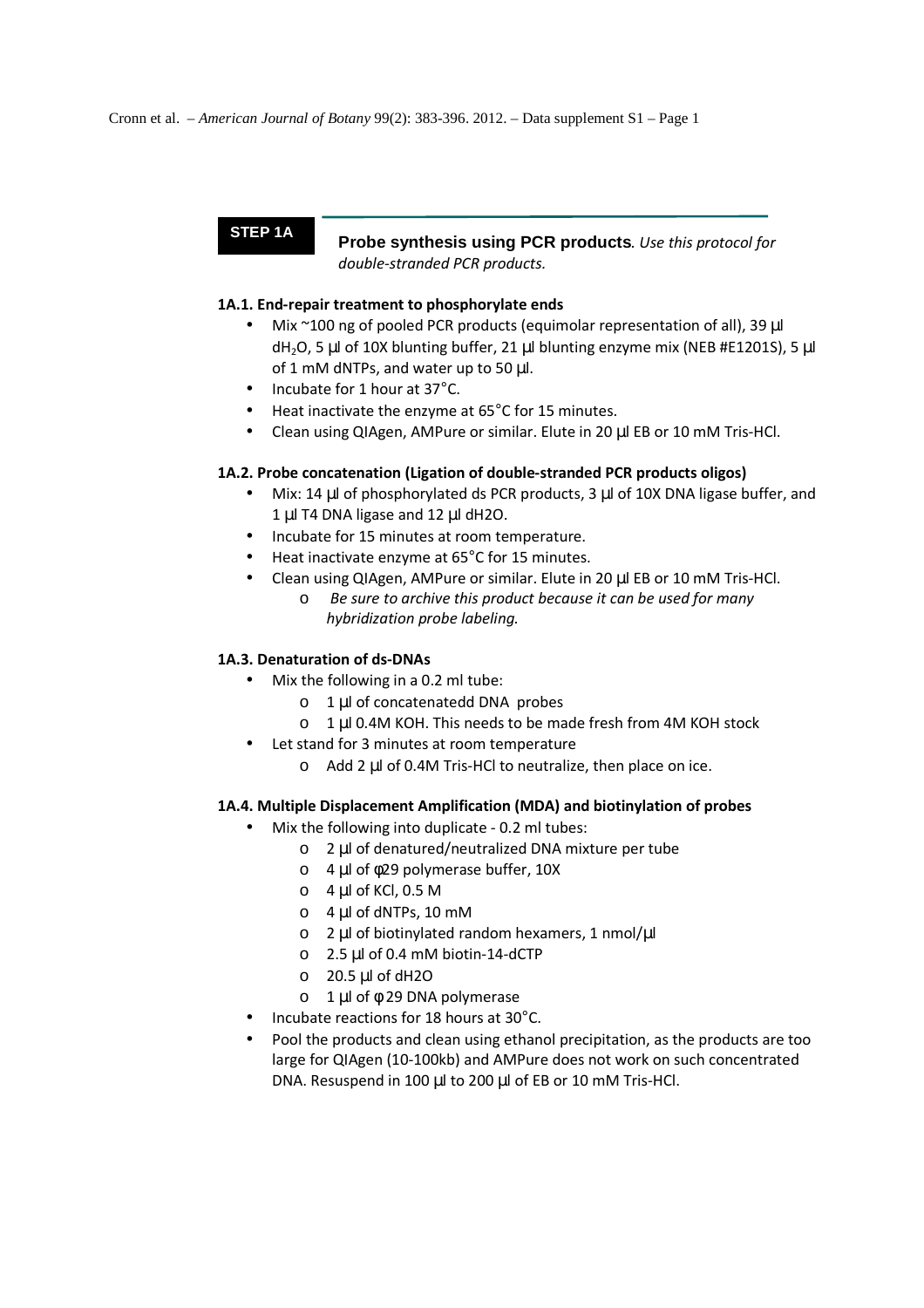**STEP 1A**

**Probe synthesis using PCR products***. Use this protocol for double-stranded PCR products.*

**1A.1. End-repair treatment to phosphorylate ends**

- Mix ~100 ng of pooled PCR products (equimolar representation of all), 39 µl $dH_2O$, 5 µl of 10X blunting buffer, 21 µl blunting enzyme mix (NEB #E1201S), 5 µl of 1 mM dNTPs, and water up to 50 µl.
- Incubate for 1 hour at 37°C.
- Heat inactivate the enzyme at 65°C for 15 minutes.
- Clean using QIAgen, AMPure or similar. Elute in 20 µl EB or 10 mM Tris-HCl.

**1A.2. Probe concatenation (Ligation of double-stranded PCR products oligos)**

- Mix: 14 µl of phosphorylated ds PCR products, 3 µl of 10X DNA ligase buffer, and 1 µl T4 DNA ligase and 12 µl dH2O.
- Incubate for 15 minutes at room temperature.
- Heat inactivate enzyme at 65°C for 15 minutes.
- Clean using QIAgen, AMPure or similar. Elute in 20 µl EB or 10 mM Tris-HCl.
  - *Be sure to archive this product because it can be used for many hybridization probe labeling.*

**1A.3. Denaturation of ds-DNAs**

- Mix the following in a 0.2 ml tube:
  - 1 µl of concatenatedd DNA probes
  - 1 µl 0.4M KOH. This needs to be made fresh from 4M KOH stock
- Let stand for 3 minutes at room temperature
  - Add 2 µl of 0.4M Tris-HCl to neutralize, then place on ice.

**1A.4. Multiple Displacement Amplification (MDA) and biotinylation of probes**

- Mix the following into duplicate - 0.2 ml tubes:
  - 2 µl of denatured/neutralized DNA mixture per tube
  - 4 µl of φ29 polymerase buffer, 10X
  - 4 µl of KCl, 0.5 M
  - 4 µl of dNTPs, 10 mM
  - 2 µl of biotinylated random hexamers, 1 nmol/µl
  - 2.5 µl of 0.4 mM biotin-14-dCTP
  - 20.5 µl of dH2O
  - 1 µl of φ29 DNA polymerase
- Incubate reactions for 18 hours at 30°C.
- Pool the products and clean using ethanol precipitation, as the products are too large for QIAgen (10-100kb) and AMPure does not work on such concentrated DNA. Resuspend in 100 µl to 200 µl of EB or 10 mM Tris-HCl.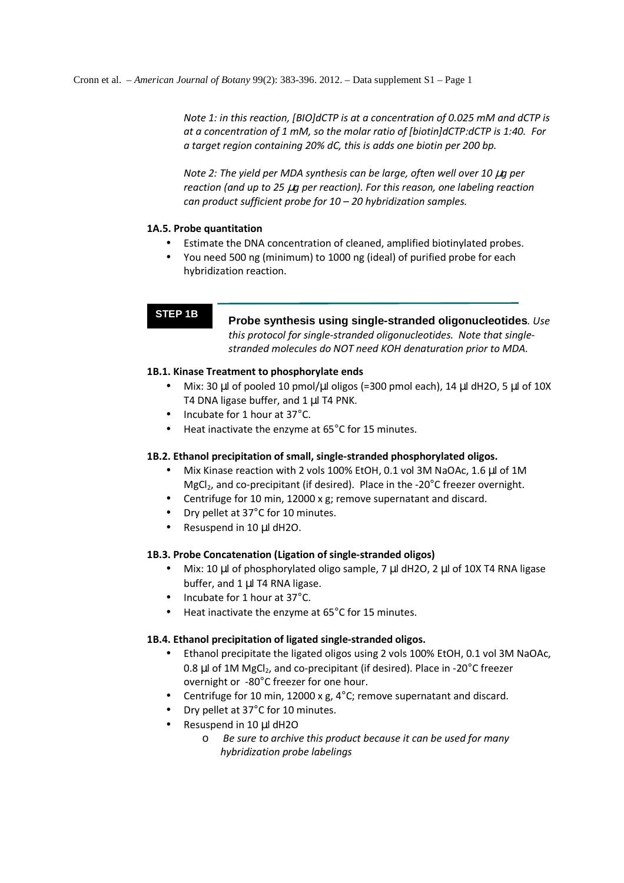*Note 1: in this reaction, [BIO]dCTP is at a concentration of 0.025 mM and dCTP is at a concentration of 1 mM, so the molar ratio of [biotin]dCTP:dCTP is 1:40. For a target region containing 20% dC, this is adds one biotin per 200 bp.*

*Note 2: The yield per MDA synthesis can be large, often well over 10 µg per reaction (and up to 25 µg per reaction). For this reason, one labeling reaction can product sufficient probe for 10 – 20 hybridization samples.*

**1A.5. Probe quantitation**

- Estimate the DNA concentration of cleaned, amplified biotinylated probes.
- You need 500 ng (minimum) to 1000 ng (ideal) of purified probe for each hybridization reaction.

## STEP 1B

**Probe synthesis using single-stranded oligonucleotides**. *Use this protocol for single-stranded oligonucleotides. Note that single-stranded molecules do NOT need KOH denaturation prior to MDA.*

**1B.1. Kinase Treatment to phosphorylate ends**

- Mix: 30 µl of pooled 10 pmol/µl oligos (=300 pmol each), 14 µl dH2O, 5 µl of 10X T4 DNA ligase buffer, and 1 µl T4 PNK.
- Incubate for 1 hour at 37°C.
- Heat inactivate the enzyme at 65°C for 15 minutes.

**1B.2. Ethanol precipitation of small, single-stranded phosphorylated oligos.**

- Mix Kinase reaction with 2 vols 100% EtOH, 0.1 vol 3M NaOAc, 1.6 µl of 1M $MgCl_2$, and co-precipitant (if desired). Place in the -20°C freezer overnight.
- Centrifuge for 10 min, 12000 x g; remove supernatant and discard.
- Dry pellet at 37°C for 10 minutes.
- Resuspend in 10 µl dH2O.

**1B.3. Probe Concatenation (Ligation of single-stranded oligos)**

- Mix: 10 µl of phosphorylated oligo sample, 7 µl dH2O, 2 µl of 10X T4 RNA ligase buffer, and 1 µl T4 RNA ligase.
- Incubate for 1 hour at 37°C.
- Heat inactivate the enzyme at 65°C for 15 minutes.

**1B.4. Ethanol precipitation of ligated single-stranded oligos.**

- Ethanol precipitate the ligated oligos using 2 vols 100% EtOH, 0.1 vol 3M NaOAc, 0.8 µl of 1M $MgCl_2$, and co-precipitant (if desired). Place in -20°C freezer overnight or -80°C freezer for one hour.
- Centrifuge for 10 min, 12000 x g, 4°C; remove supernatant and discard.
- Dry pellet at 37°C for 10 minutes.
- Resuspend in 10 µl dH2O
    - *Be sure to archive this product because it can be used for many hybridization probe labelings*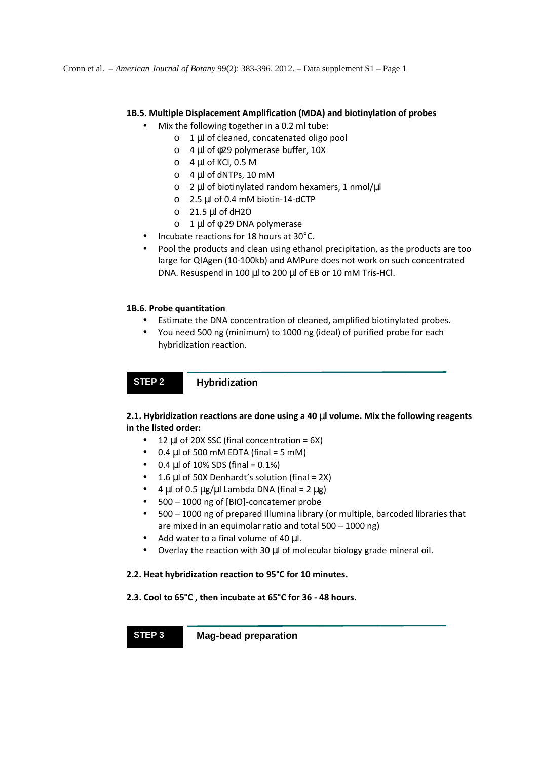#### 1B.5. Multiple Displacement Amplification (MDA) and biotinylation of probes

- Mix the following together in a 0.2 ml tube:
  - 1 µl of cleaned, concatenated oligo pool
  - 4 µl of φ29 polymerase buffer, 10X
  - 4 µl of KCl, 0.5 M
  - 4 µl of dNTPs, 10 mM
  - 2 µl of biotinylated random hexamers, 1 nmol/µl
  - 2.5 µl of 0.4 mM biotin-14-dCTP
  - 21.5 µl of dH2O
  - 1 µl of φ 29 DNA polymerase
- Incubate reactions for 18 hours at 30°C.
- Pool the products and clean using ethanol precipitation, as the products are too large for QIAgen (10-100kb) and AMPure does not work on such concentrated DNA. Resuspend in 100 µl to 200 µl of EB or 10 mM Tris-HCl.

#### 1B.6. Probe quantitation

- Estimate the DNA concentration of cleaned, amplified biotinylated probes.
- You need 500 ng (minimum) to 1000 ng (ideal) of purified probe for each hybridization reaction.

## STEP 2 Hybridization

#### 2.1. Hybridization reactions are done using a 40 µl volume. Mix the following reagents in the listed order:

- 12 µl of 20X SSC (final concentration = 6X)
- 0.4 µl of 500 mM EDTA (final = 5 mM)
- 0.4 µl of 10% SDS (final = 0.1%)
- 1.6 µl of 50X Denhardt's solution (final = 2X)
- 4 µl of 0.5 µg/µl Lambda DNA (final = 2 µg)
- 500 – 1000 ng of [BIO]-concatemer probe
- 500 – 1000 ng of prepared Illumina library (or multiple, barcoded libraries that are mixed in an equimolar ratio and total 500 – 1000 ng)
- Add water to a final volume of 40 µl.
- Overlay the reaction with 30 µl of molecular biology grade mineral oil.

#### 2.2. Heat hybridization reaction to 95°C for 10 minutes.

#### 2.3. Cool to 65°C , then incubate at 65°C for 36 - 48 hours.

## STEP 3 Mag-bead preparation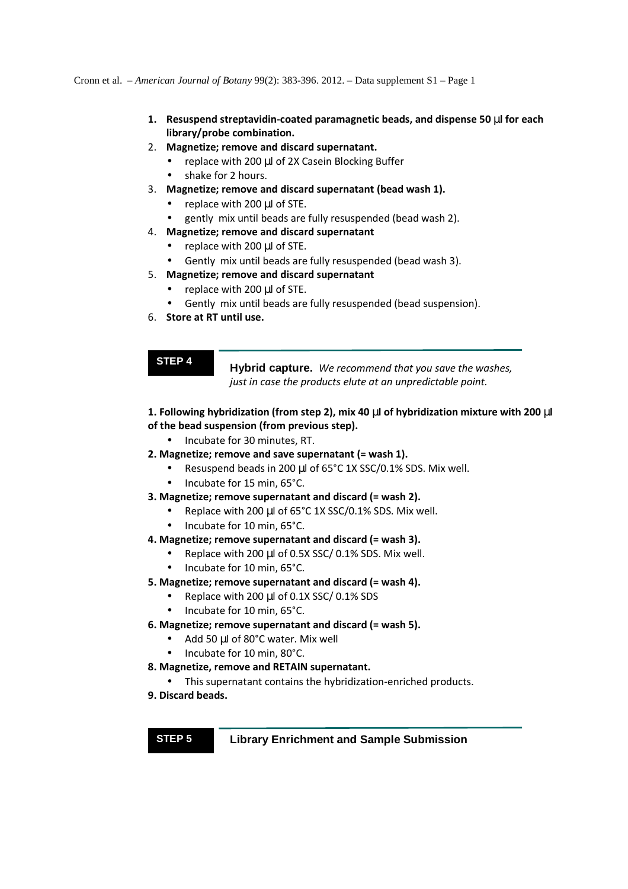1. **Resuspend streptavidin-coated paramagnetic beads, and dispense 50 µl for each library/probe combination.**
2. **Magnetize; remove and discard supernatant.**
   - replace with 200 µl of 2X Casein Blocking Buffer
   - shake for 2 hours.
3. **Magnetize; remove and discard supernatant (bead wash 1).**
   - replace with 200 µl of STE.
   - gently mix until beads are fully resuspended (bead wash 2).
4. **Magnetize; remove and discard supernatant**
   - replace with 200 µl of STE.
   - Gently mix until beads are fully resuspended (bead wash 3).
5. **Magnetize; remove and discard supernatant**
   - replace with 200 µl of STE.
   - Gently mix until beads are fully resuspended (bead suspension).
6. **Store at RT until use.**

## STEP 4

**Hybrid capture.** *We recommend that you save the washes, just in case the products elute at an unpredictable point.*

**1. Following hybridization (from step 2), mix 40 µl of hybridization mixture with 200 µl of the bead suspension (from previous step).**

- Incubate for 30 minutes, RT.

**2. Magnetize; remove and save supernatant (= wash 1).**

- Resuspend beads in 200 µl of 65°C 1X SSC/0.1% SDS. Mix well.
- Incubate for 15 min, 65°C.

**3. Magnetize; remove supernatant and discard (= wash 2).**

- Replace with 200 µl of 65°C 1X SSC/0.1% SDS. Mix well.
- Incubate for 10 min, 65°C.

**4. Magnetize; remove supernatant and discard (= wash 3).**

- Replace with 200 µl of 0.5X SSC/ 0.1% SDS. Mix well.
- Incubate for 10 min, 65°C.

**5. Magnetize; remove supernatant and discard (= wash 4).**

- Replace with 200 µl of 0.1X SSC/ 0.1% SDS
- Incubate for 10 min, 65°C.

**6. Magnetize; remove supernatant and discard (= wash 5).**

- Add 50 µl of 80°C water. Mix well
- Incubate for 10 min, 80°C.

**8. Magnetize, remove and RETAIN supernatant.**

- This supernatant contains the hybridization-enriched products.

**9. Discard beads.**

## STEP 5

**Library Enrichment and Sample Submission**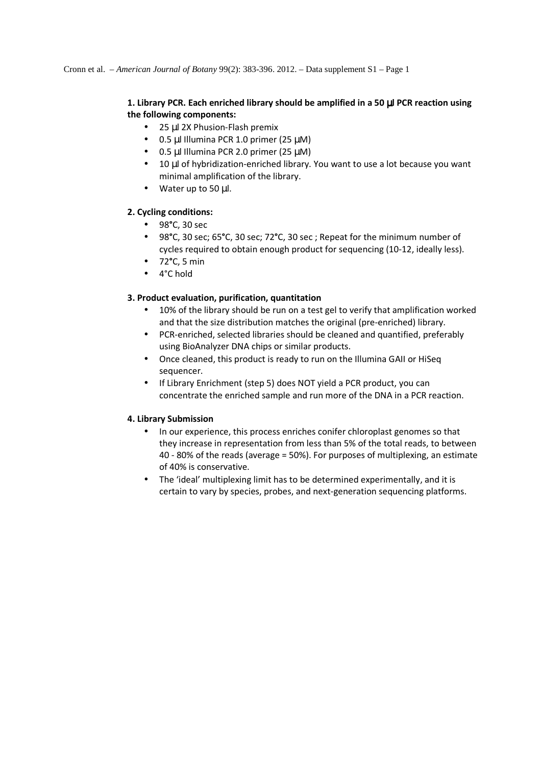**1. Library PCR. Each enriched library should be amplified in a 50 µl PCR reaction using the following components:**

- 25 µl 2X Phusion-Flash premix
- 0.5 µl Illumina PCR 1.0 primer (25 µM)
- 0.5 µl Illumina PCR 2.0 primer (25 µM)
- 10 µl of hybridization-enriched library. You want to use a lot because you want minimal amplification of the library.
- Water up to 50 µl.

**2. Cycling conditions:**

- 98°C, 30 sec
- 98°C, 30 sec; 65°C, 30 sec; 72°C, 30 sec ; Repeat for the minimum number of cycles required to obtain enough product for sequencing (10-12, ideally less).
- 72°C, 5 min
- 4°C hold

**3. Product evaluation, purification, quantitation**

- 10% of the library should be run on a test gel to verify that amplification worked and that the size distribution matches the original (pre-enriched) library.
- PCR-enriched, selected libraries should be cleaned and quantified, preferably using BioAnalyzer DNA chips or similar products.
- Once cleaned, this product is ready to run on the Illumina GAII or HiSeq sequencer.
- If Library Enrichment (step 5) does NOT yield a PCR product, you can concentrate the enriched sample and run more of the DNA in a PCR reaction.

**4. Library Submission**

- In our experience, this process enriches conifer chloroplast genomes so that they increase in representation from less than 5% of the total reads, to between 40 - 80% of the reads (average = 50%). For purposes of multiplexing, an estimate of 40% is conservative.
- The 'ideal' multiplexing limit has to be determined experimentally, and it is certain to vary by species, probes, and next-generation sequencing platforms.